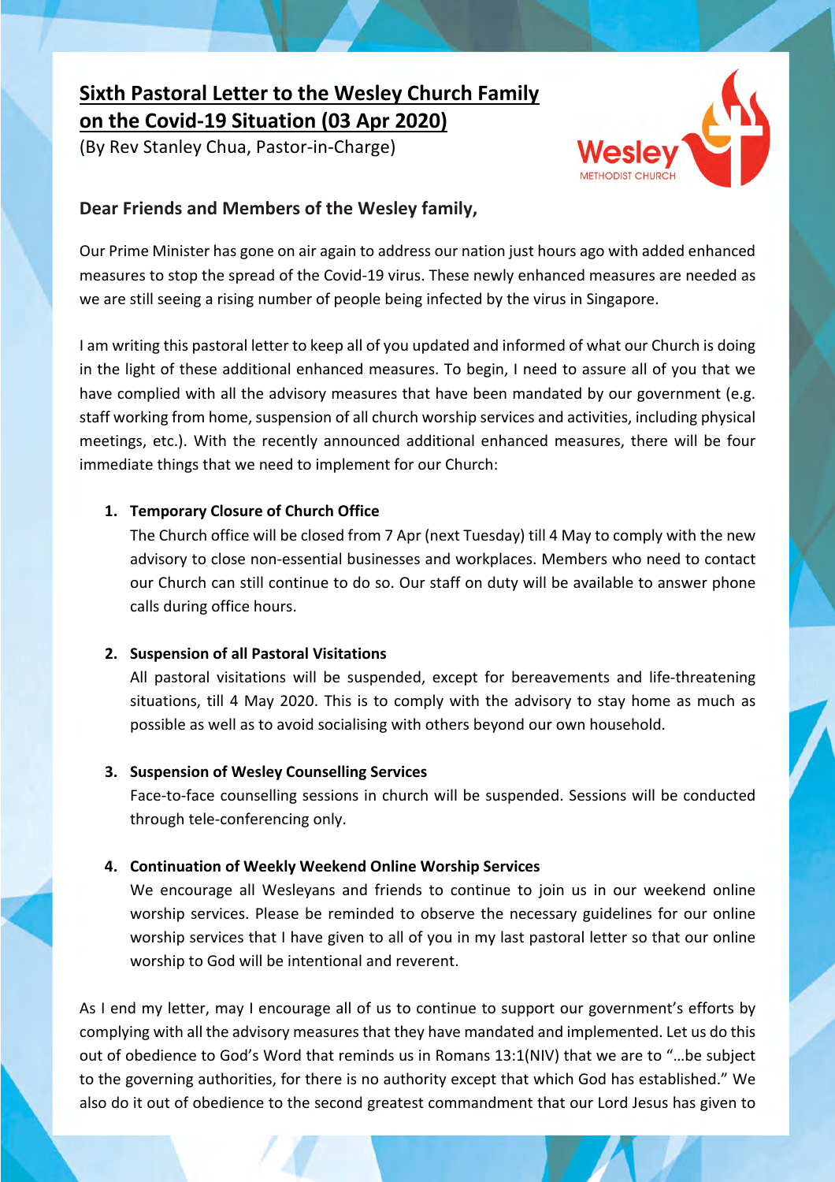# Sixth Pastoral Letter to the Wesley Church Family on the Covid-19 Situation (03 Apr 2020)

(By Rev Stanley Chua, Pastor-in-Charge)

Wesley METHODIST CHURCH

## Dear Friends and Members of the Wesley family,

Our Prime Minister has gone on air again to address our nation just hours ago with added enhanced measures to stop the spread of the Covid-19 virus. These newly enhanced measures are needed as we are still seeing a rising number of people being infected by the virus in Singapore.

I am writing this pastoral letter to keep all of you updated and informed of what our Church is doing in the light of these additional enhanced measures. To begin, I need to assure all of you that we have complied with all the advisory measures that have been mandated by our government (e.g. staff working from home, suspension of all church worship services and activities, including physical meetings, etc.). With the recently announced additional enhanced measures, there will be four immediate things that we need to implement for our Church:

1. **Temporary Closure of Church Office**
   The Church office will be closed from 7 Apr (next Tuesday) till 4 May to comply with the new advisory to close non-essential businesses and workplaces. Members who need to contact our Church can still continue to do so. Our staff on duty will be available to answer phone calls during office hours.

2. **Suspension of all Pastoral Visitations**
   All pastoral visitations will be suspended, except for bereavements and life-threatening situations, till 4 May 2020. This is to comply with the advisory to stay home as much as possible as well as to avoid socialising with others beyond our own household.

3. **Suspension of Wesley Counselling Services**
   Face-to-face counselling sessions in church will be suspended. Sessions will be conducted through tele-conferencing only.

4. **Continuation of Weekly Weekend Online Worship Services**
   We encourage all Wesleyans and friends to continue to join us in our weekend online worship services. Please be reminded to observe the necessary guidelines for our online worship services that I have given to all of you in my last pastoral letter so that our online worship to God will be intentional and reverent.

As I end my letter, may I encourage all of us to continue to support our government's efforts by complying with all the advisory measures that they have mandated and implemented. Let us do this out of obedience to God's Word that reminds us in Romans 13:1(NIV) that we are to "…be subject to the governing authorities, for there is no authority except that which God has established." We also do it out of obedience to the second greatest commandment that our Lord Jesus has given to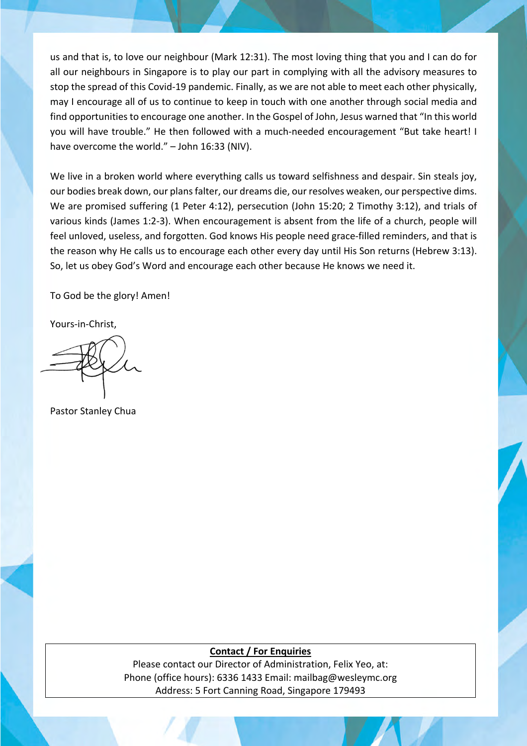us and that is, to love our neighbour (Mark 12:31). The most loving thing that you and I can do for all our neighbours in Singapore is to play our part in complying with all the advisory measures to stop the spread of this Covid-19 pandemic. Finally, as we are not able to meet each other physically, may I encourage all of us to continue to keep in touch with one another through social media and find opportunities to encourage one another. In the Gospel of John, Jesus warned that "In this world you will have trouble." He then followed with a much-needed encouragement "But take heart! I have overcome the world." – John 16:33 (NIV).

We live in a broken world where everything calls us toward selfishness and despair. Sin steals joy, our bodies break down, our plans falter, our dreams die, our resolves weaken, our perspective dims. We are promised suffering (1 Peter 4:12), persecution (John 15:20; 2 Timothy 3:12), and trials of various kinds (James 1:2-3). When encouragement is absent from the life of a church, people will feel unloved, useless, and forgotten. God knows His people need grace-filled reminders, and that is the reason why He calls us to encourage each other every day until His Son returns (Hebrew 3:13). So, let us obey God's Word and encourage each other because He knows we need it.

To God be the glory! Amen!

Yours-in-Christ,

Pastor Stanley Chua

**Contact / For Enquiries**

Please contact our Director of Administration, Felix Yeo, at:
Phone (office hours): 6336 1433 Email: mailbag@wesleymc.org
Address: 5 Fort Canning Road, Singapore 179493